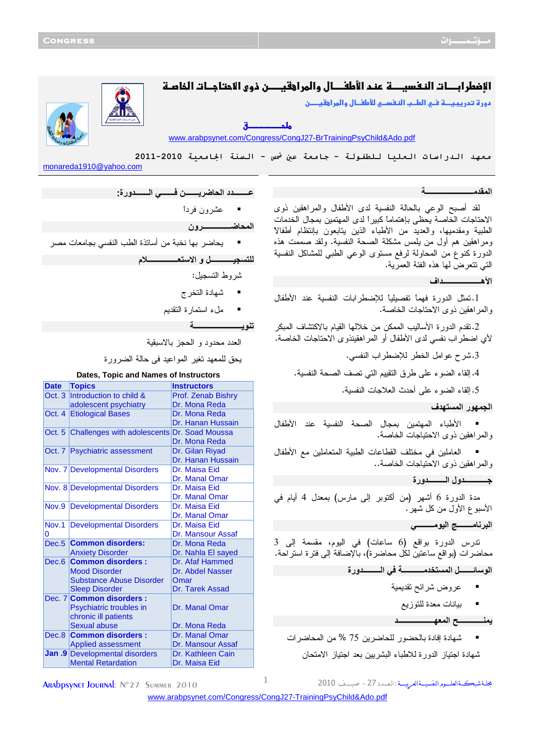# الإضطرابـــات النفسيـــة عند الأطفـــال والمراهقيـــن ذوى الاحتياجـات الخاصة

**دورة تدريبيـــة فـي الطـب النفسـي للأطفـــال والمراهقيـــن**

**ملخـــــــــة**

www.arabpsynet.com/Congress/CongJ27-BrTrainingPsyChild&Ado.pdf

معهد الدراسات العليا للطفولة - جامعة عين شمس - السنة الجامعية 2010-2011

monareda1910@yahoo.com

## المقدمــــــــــــــــة

لقد أصبح الوعي بالحالة النفسية لدى الأطفال والمراهقين ذوى الاحتياجات الخاصة يحظى بإهتماماً كبيراً لدى المهتمين بمجال الخدمات الطبية ومقدميها، والعديد من الأطباء الذين يتابعون بإنتظام أطفالاً ومراهقين هم أول من يلمس مشكلة الصحة النفسية. ولقد صممت هذه الدورة كنوع من المحاولة لرفع مستوى الوعي الطبي للمشاكل النفسية التي تتعرض لها هذه الفئة العمرية.

## الأهـــــــــــداف

1. تمثل الدورة فهماً تفصيلياً للإضطرابات النفسية عند الأطفال والمراهقين ذوى الاحتياجات الخاصة.

2. تقدم الدورة الأساليب الممكن من خلالها القيام بالاكتشاف المبكر لأي اضطراب نفسي لدى الأطفال أو المراهقينذوى الاحتياجات الخاصة.

3. شرح عوامل الخطر للإضطراب النفسي.

4. إلقاء الضوء على طرق التقييم التي تصف الصحة النفسية.

5. إلقاء الضوء على أحدث العلاجات النفسية.

## الجمهور المستهدف

- الأطباء المهتمين بمجال الصحة النفسية عند الأطفال والمراهقين ذوى الاحتياجات الخاصة.
- العاملين في مختلف القطاعات الطبية المتعاملين مع الأطفال والمراهقين ذوى الاحتياجات الخاصة..

## جـــــدول الــــــدورة

مدة الدورة 6 أشهر (من أكتوبر إلى مارس) بمعدل 4 أيام في الأسبوع الأول من كل شهر.

## البرنامـــــج اليومــــــــي

تدرس الدورة بواقع (6) ساعات في اليوم، مقسمة إلى 3 محاضرات (بواقع ساعتين لكل محاضرة)، بالإضافة إلى فترة استراحة.

## الوسائـــــل المستخدمــــــــة في الـــــــدورة

- عروض شرائح تقديمية
- بيانات معدة للتوزيع

## يمنــــــــح المعهــــــــــد

- شهادة إفادة بالحضور للحاضرين 75 % من المحاضرات
- شهادة اجتياز الدورة للاطباء البشريين بعد اجتياز الامتحان

## عـــــدد الحاضريـــــن فـــــي الــــــدورة:

- عشرون فرداً

## المحاضـــــــــرون

- يحاضر بها نخبة من أساتذة الطب النفسي بجامعات مصر

## للتسجيـــــــل و الاستعـــــــلام

شروط التسجيل:

- شهادة التخرج
- ملء استمارة التقديم

## تنويـــــــــــة

العدد محدود و الحجز بالاسبقية

يحق للمعهد تغير المواعيد في حالة الضرورة

**Dates, Topic and Names of Instructors**

| Date | Topics | Instructors |
|---|---|---|
| Oct. 3 | Introduction to child & adolescent psychiatry | Prof. Zenab Bishry<br>Dr. Mona Reda |
| Oct. 4 | Etiological Bases | Dr. Mona Reda<br>Dr. Hanan Hussain |
| Oct. 5 | Challenges with adolescents | Dr. Soad Moussa<br>Dr. Mona Reda |
| Oct. 7 | Psychiatric assessment | Dr. Gilan Riyad<br>Dr. Hanan Hussain |
| Nov. 7 | Developmental Disorders | Dr. Maisa Eid<br>Dr. Manal Omar |
| Nov. 8 | Developmental Disorders | Dr. Maisa Eid<br>Dr. Manal Omar |
| Nov.9 | Developmental Disorders | Dr. Maisa Eid<br>Dr. Manal Omar |
| Nov.10 | Developmental Disorders | Dr. Maisa Eid<br>Dr. Mansour Assaf |
| Dec.5 | **Common disorders:**<br>Anxiety Disorder | Dr. Mona Reda<br>Dr. Nahla El sayed |
| Dec.6 | **Common disorders :**<br>Mood Disorder<br>Substance Abuse Disorder<br>Sleep Disorder | Dr. Afaf Hammed<br>Dr. Abdel Nasser Omar<br>Dr. Tarek Assad |
| Dec. 7 | **Common disorders :**<br>Psychiatric troubles in chronic ill patients<br>Sexual abuse | Dr. Manal Omar<br><br>Dr. Mona Reda |
| Dec.8 | **Common disorders :**<br>Applied assessment | Dr. Manal Omar<br>Dr. Mansour Assaf |
| **Jan .9** | Developmental disorders<br>Mental Retardation | Dr. Kathleen Cain<br>Dr. Maisa Eid |

www.arabpsynet.com/Congress/CongJ27-TrainingPsyChild&Ado.pdf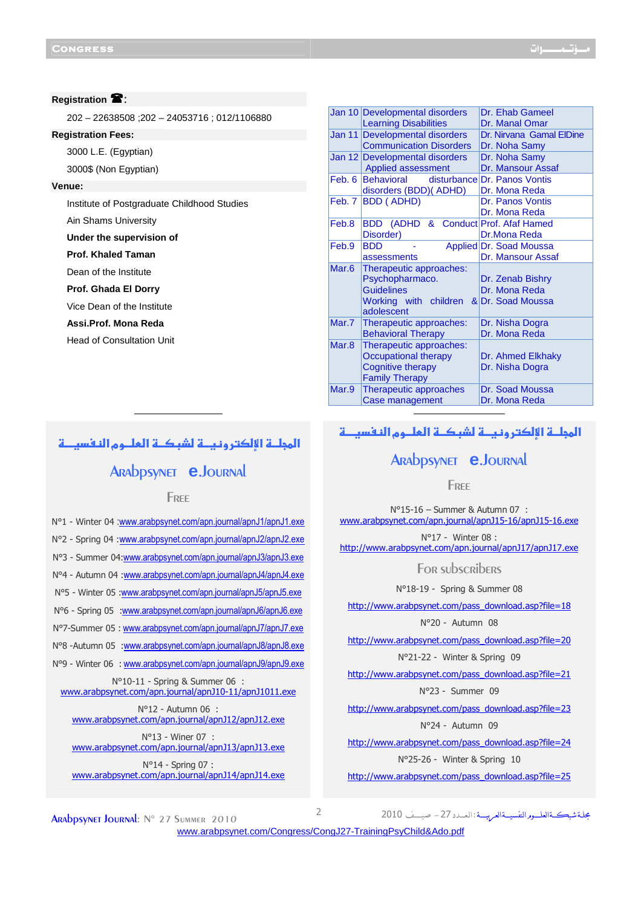**Registration ☎:**

202 – 22638508 ;202 – 24053716 ; 012/1106880

**Registration Fees:**

3000 L.E. (Egyptian)

3000$ (Non Egyptian)

**Venue:**

Institute of Postgraduate Childhood Studies

Ain Shams University

**Under the supervision of**

**Prof. Khaled Taman**

Dean of the Institute

**Prof. Ghada El Dorry**

Vice Dean of the Institute

**Assi.Prof. Mona Reda**

Head of Consultation Unit

| | | |
|---|---|---|
| Jan 10 | Developmental disorders Learning Disabilities | Dr. Ehab Gameel Dr. Manal Omar |
| Jan 11 | Developmental disorders Communication Disorders | Dr. Nirvana Gamal ElDine Dr. Noha Samy |
| Jan 12 | Developmental disorders Applied assessment | Dr. Noha Samy Dr. Mansour Assaf |
| Feb. 6 | Behavioral disturbance disorders (BDD)( ADHD) | Dr. Panos Vontis Dr. Mona Reda |
| Feb. 7 | BDD ( ADHD) | Dr. Panos Vontis Dr. Mona Reda |
| Feb.8 | BDD (ADHD & Conduct Disorder) | Prof. Afaf Hamed Dr.Mona Reda |
| Feb.9 | BDD - Applied assessments | Dr. Soad Moussa Dr. Mansour Assaf |
| Mar.6 | Therapeutic approaches: Psychopharmaco. Guidelines Working with children & adolescent | Dr. Zenab Bishry Dr. Mona Reda Dr. Soad Moussa |
| Mar.7 | Therapeutic approaches: Behavioral Therapy | Dr. Nisha Dogra Dr. Mona Reda |
| Mar.8 | Therapeutic approaches: Occupational therapy Cognitive therapy Family Therapy | Dr. Ahmed Elkhaky Dr. Nisha Dogra |
| Mar.9 | Therapeutic approaches Case management | Dr. Soad Moussa Dr. Mona Reda |

## المجلة الإلكترونية لشبكة العلوم النفسية

## Arabpsynet e.Journal

### Free

N°1 - Winter 04 :www.arabpsynet.com/apn.journal/apnJ1/apnJ1.exe

N°2 - Spring 04 :www.arabpsynet.com/apn.journal/apnJ2/apnJ2.exe

N°3 - Summer 04:www.arabpsynet.com/apn.journal/apnJ3/apnJ3.exe

N°4 - Autumn 04 :www.arabpsynet.com/apn.journal/apnJ4/apnJ4.exe

N°5 - Winter 05 :www.arabpsynet.com/apn.journal/apnJ5/apnJ5.exe

N°6 - Spring 05 :www.arabpsynet.com/apn.journal/apnJ6/apnJ6.exe

N°7-Summer 05 : www.arabpsynet.com/apn.journal/apnJ7/apnJ7.exe

N°8 -Autumn 05 :www.arabpsynet.com/apn.journal/apnJ8/apnJ8.exe

N°9 - Winter 06 : www.arabpsynet.com/apn.journal/apnJ9/apnJ9.exe

N°10-11 - Spring & Summer 06 : www.arabpsynet.com/apn.journal/apnJ10-11/apnJ1011.exe

N°12 - Autumn 06 : www.arabpsynet.com/apn.journal/apnJ12/apnJ12.exe

N°13 - Winer 07 : www.arabpsynet.com/apn.journal/apnJ13/apnJ13.exe

N°14 - Spring 07 : www.arabpsynet.com/apn.journal/apnJ14/apnJ14.exe

N°15-16 – Summer & Autumn 07 : www.arabpsynet.com/apn.journal/apnJ15-16/apnJ15-16.exe

N°17 - Winter 08 : http://www.arabpsynet.com/apn.journal/apnJ17/apnJ17.exe

### For subscribers

N°18-19 - Spring & Summer 08

http://www.arabpsynet.com/pass_download.asp?file=18

N°20 - Autumn 08

http://www.arabpsynet.com/pass_download.asp?file=20

N°21-22 - Winter & Spring 09

http://www.arabpsynet.com/pass_download.asp?file=21

N°23 - Summer 09

http://www.arabpsynet.com/pass_download.asp?file=23

N°24 - Autumn 09

http://www.arabpsynet.com/pass_download.asp?file=24

N°25-26 - Winter & Spring 10

http://www.arabpsynet.com/pass_download.asp?file=25

www.arabpsynet.com/Congress/CongJ27-TrainingPsyChild&Ado.pdf